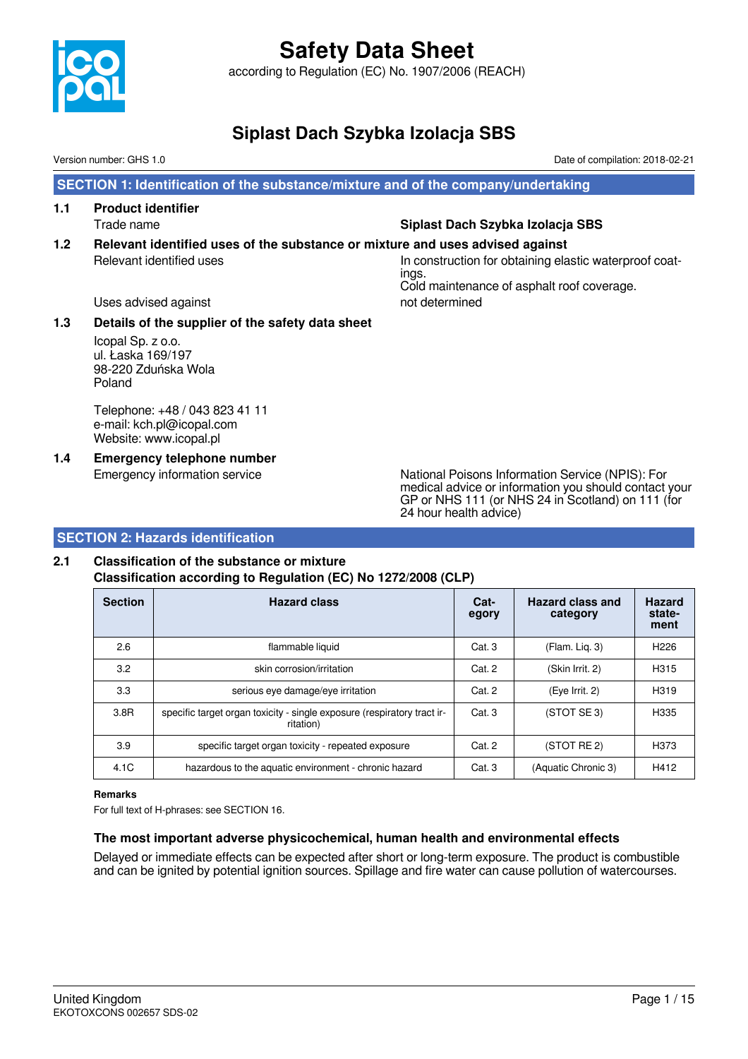# Safety Data Sheet

according to Regulation (EC) No. 1907/2006 (REACH)

# Siplast Dach Szybka Izolacja SBS

Version number: GHS 1.0

Date of compilation: 2018-02-21

## SECTION 1: Identification of the substance/mixture and of the company/undertaking

### 1.1 Product identifier

Trade name: **Siplast Dach Szybka Izolacja SBS**

### 1.2 Relevant identified uses of the substance or mixture and uses advised against

Relevant identified uses: In construction for obtaining elastic waterproof coatings.
Cold maintenance of asphalt roof coverage.

Uses advised against: not determined

### 1.3 Details of the supplier of the safety data sheet

Icopal Sp. z o.o.
ul. Łaska 169/197
98-220 Zduńska Wola
Poland

Telephone: +48 / 043 823 41 11
e-mail: kch.pl@icopal.com
Website: www.icopal.pl

### 1.4 Emergency telephone number

Emergency information service: National Poisons Information Service (NPIS): For medical advice or information you should contact your GP or NHS 111 (or NHS 24 in Scotland) on 111 (for 24 hour health advice)

## SECTION 2: Hazards identification

### 2.1 Classification of the substance or mixture

**Classification according to Regulation (EC) No 1272/2008 (CLP)**

| Section | Hazard class | Category | Hazard class and category | Hazard statement |
|---|---|---|---|---|
| 2.6 | flammable liquid | Cat. 3 | (Flam. Liq. 3) | H226 |
| 3.2 | skin corrosion/irritation | Cat. 2 | (Skin Irrit. 2) | H315 |
| 3.3 | serious eye damage/eye irritation | Cat. 2 | (Eye Irrit. 2) | H319 |
| 3.8R | specific target organ toxicity - single exposure (respiratory tract irritation) | Cat. 3 | (STOT SE 3) | H335 |
| 3.9 | specific target organ toxicity - repeated exposure | Cat. 2 | (STOT RE 2) | H373 |
| 4.1C | hazardous to the aquatic environment - chronic hazard | Cat. 3 | (Aquatic Chronic 3) | H412 |

**Remarks**

For full text of H-phrases: see SECTION 16.

**The most important adverse physicochemical, human health and environmental effects**

Delayed or immediate effects can be expected after short or long-term exposure. The product is combustible and can be ignited by potential ignition sources. Spillage and fire water can cause pollution of watercourses.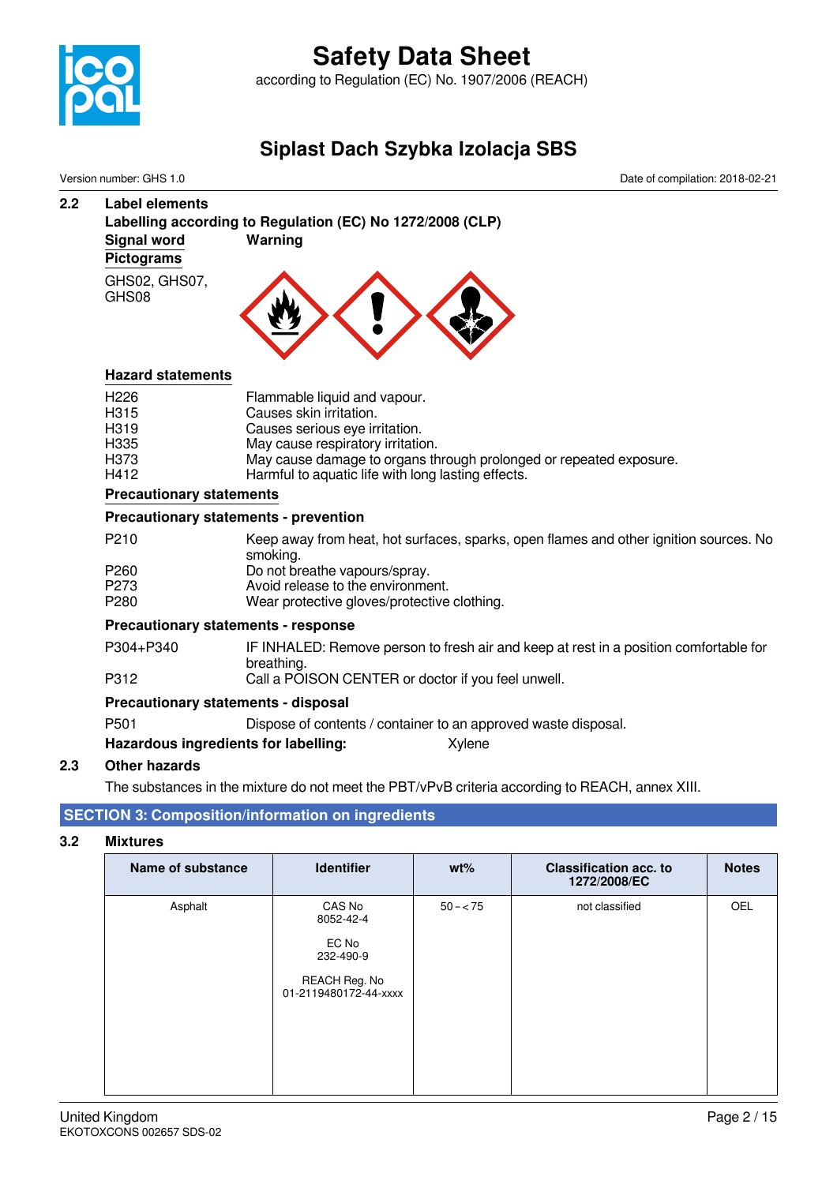### 2.2 Label elements

**Labelling according to Regulation (EC) No 1272/2008 (CLP)**

**Signal word** **Warning**

**Pictograms**

GHS02, GHS07, GHS08

**Hazard statements**

| | |
|---|---|
| H226 | Flammable liquid and vapour. |
| H315 | Causes skin irritation. |
| H319 | Causes serious eye irritation. |
| H335 | May cause respiratory irritation. |
| H373 | May cause damage to organs through prolonged or repeated exposure. |
| H412 | Harmful to aquatic life with long lasting effects. |

**Precautionary statements**

**Precautionary statements - prevention**

| | |
|---|---|
| P210 | Keep away from heat, hot surfaces, sparks, open flames and other ignition sources. No smoking. |
| P260 | Do not breathe vapours/spray. |
| P273 | Avoid release to the environment. |
| P280 | Wear protective gloves/protective clothing. |

**Precautionary statements - response**

| | |
|---|---|
| P304+P340 | IF INHALED: Remove person to fresh air and keep at rest in a position comfortable for breathing. |
| P312 | Call a POISON CENTER or doctor if you feel unwell. |

**Precautionary statements - disposal**

| | |
|---|---|
| P501 | Dispose of contents / container to an approved waste disposal. |

**Hazardous ingredients for labeling:** Xylene

### 2.3 Other hazards

The substances in the mixture do not meet the PBT/vPvB criteria according to REACH, annex XIII.

## SECTION 3: Composition/information on ingredients

### 3.2 Mixtures

| Name of substance | Identifier | wt% | Classification acc. to 1272/2008/EC | Notes |
|---|---|---|---|---|
| Asphalt | CAS No 8052-42-4<br>EC No 232-490-9<br>REACH Reg. No 01-2119480172-44-xxxx | 50 – < 75 | not classified | OEL |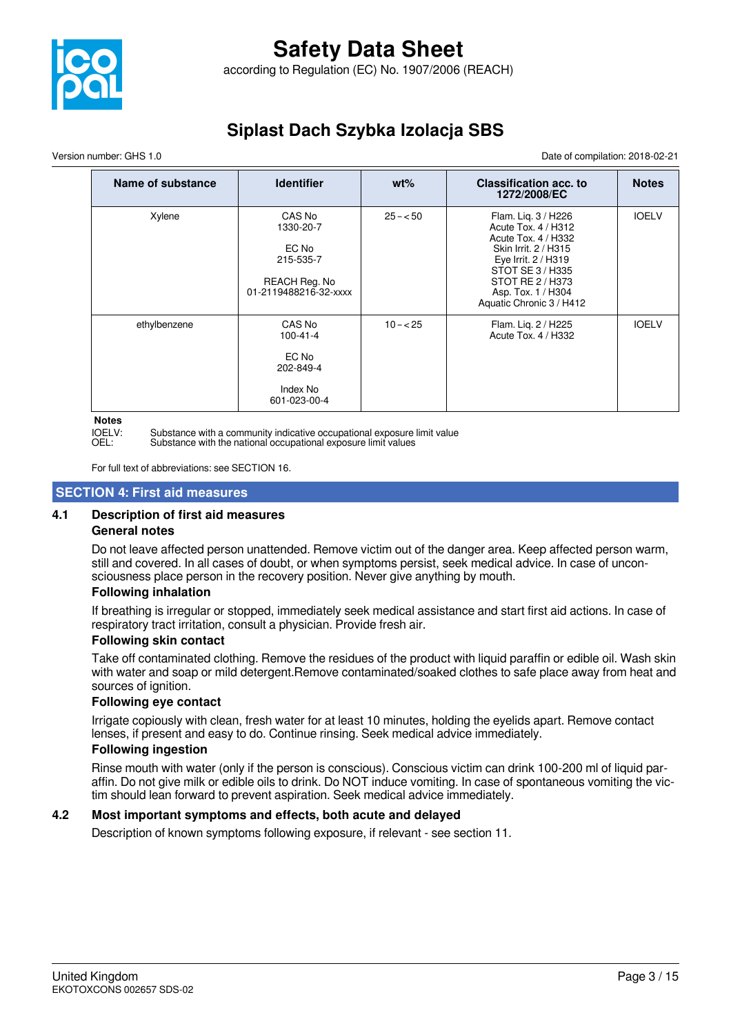| Name of substance | Identifier | wt% | Classification acc. to 1272/2008/EC | Notes |
|---|---|---|---|---|
| Xylene | CAS No<br>1330-20-7<br><br>EC No<br>215-535-7<br><br>REACH Reg. No<br>01-2119488216-32-xxxx | 25 – < 50 | Flam. Liq. 3 / H226<br>Acute Tox. 4 / H312<br>Acute Tox. 4 / H332<br>Skin Irrit. 2 / H315<br>Eye Irrit. 2 / H319<br>STOT SE 3 / H335<br>STOT RE 2 / H373<br>Asp. Tox. 1 / H304<br>Aquatic Chronic 3 / H412 | IOELV |
| ethylbenzene | CAS No<br>100-41-4<br><br>EC No<br>202-849-4<br><br>Index No<br>601-023-00-4 | 10 – < 25 | Flam. Liq. 2 / H225<br>Acute Tox. 4 / H332 | IOELV |

**Notes**

IOELV: Substance with a community indicative occupational exposure limit value
OEL: Substance with the national occupational exposure limit values

For full text of abbreviations: see SECTION 16.

## SECTION 4: First aid measures

### 4.1 Description of first aid measures

**General notes**

Do not leave affected person unattended. Remove victim out of the danger area. Keep affected person warm, still and covered. In all cases of doubt, or when symptoms persist, seek medical advice. In case of unconsciousness place person in the recovery position. Never give anything by mouth.

**Following inhalation**

If breathing is irregular or stopped, immediately seek medical assistance and start first aid actions. In case of respiratory tract irritation, consult a physician. Provide fresh air.

**Following skin contact**

Take off contaminated clothing. Remove the residues of the product with liquid paraffin or edible oil. Wash skin with water and soap or mild detergent.Remove contaminated/soaked clothes to safe place away from heat and sources of ignition.

**Following eye contact**

Irrigate copiously with clean, fresh water for at least 10 minutes, holding the eyelids apart. Remove contact lenses, if present and easy to do. Continue rinsing. Seek medical advice immediately.

**Following ingestion**

Rinse mouth with water (only if the person is conscious). Conscious victim can drink 100-200 ml of liquid paraffin. Do not give milk or edible oils to drink. Do NOT induce vomiting. In case of spontaneous vomiting the victim should lean forward to prevent aspiration. Seek medical advice immediately.

### 4.2 Most important symptoms and effects, both acute and delayed

Description of known symptoms following exposure, if relevant - see section 11.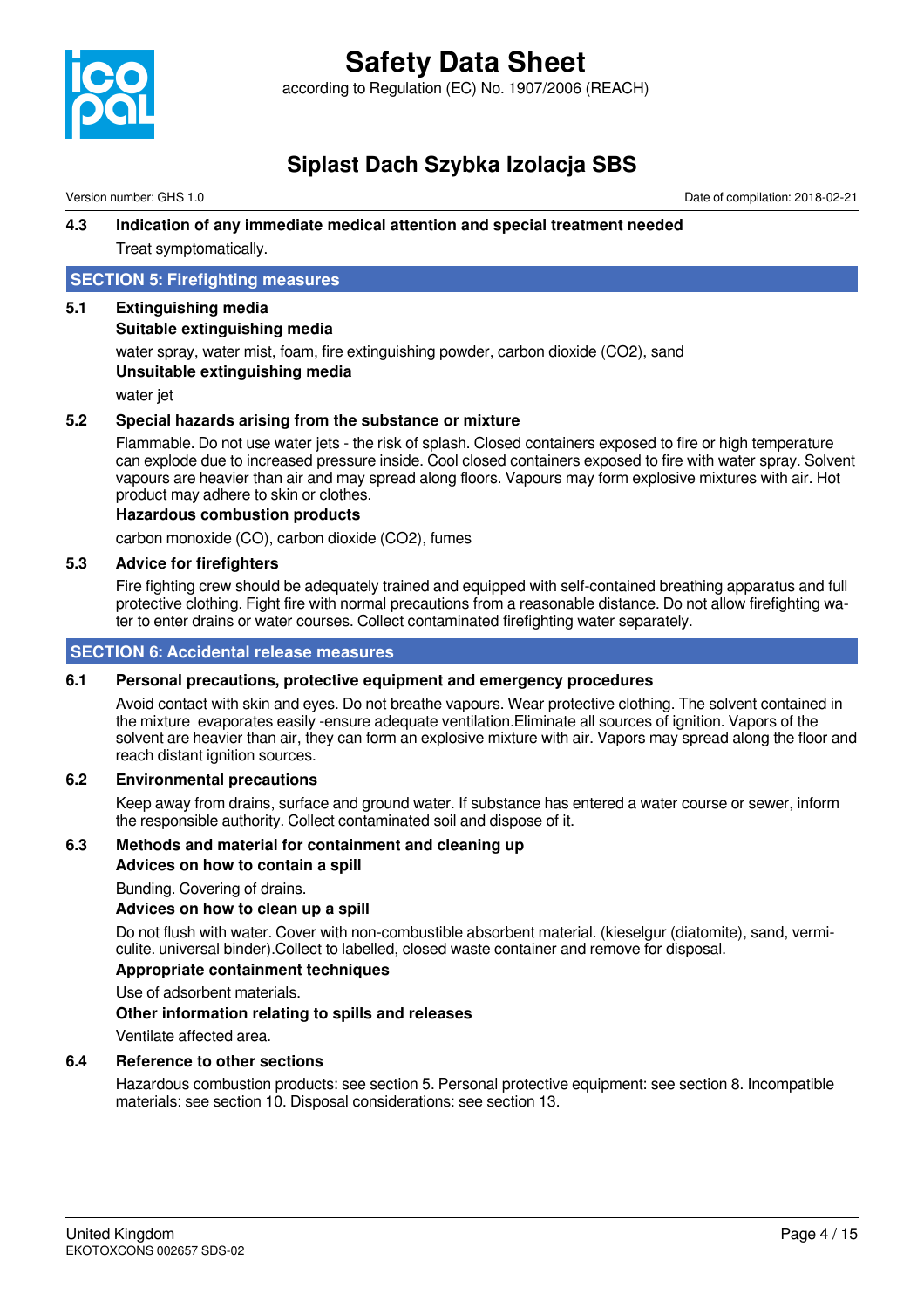### 4.3 Indication of any immediate medical attention and special treatment needed

Treat symptomatically.

## SECTION 5: Firefighting measures

### 5.1 Extinguishing media

**Suitable extinguishing media**

water spray, water mist, foam, fire extinguishing powder, carbon dioxide ($CO_2$), sand

**Unsuitable extinguishing media**

water jet

### 5.2 Special hazards arising from the substance or mixture

Flammable. Do not use water jets - the risk of splash. Closed containers exposed to fire or high temperature can explode due to increased pressure inside. Cool closed containers exposed to fire with water spray. Solvent vapours are heavier than air and may spread along floors. Vapours may form explosive mixtures with air. Hot product may adhere to skin or clothes.

**Hazardous combustion products**

carbon monoxide (CO), carbon dioxide ($CO_2$), fumes

### 5.3 Advice for firefighters

Fire fighting crew should be adequately trained and equipped with self-contained breathing apparatus and full protective clothing. Fight fire with normal precautions from a reasonable distance. Do not allow firefighting water to enter drains or water courses. Collect contaminated firefighting water separately.

## SECTION 6: Accidental release measures

### 6.1 Personal precautions, protective equipment and emergency procedures

Avoid contact with skin and eyes. Do not breathe vapours. Wear protective clothing. The solvent contained in the mixture evaporates easily -ensure adequate ventilation.Eliminate all sources of ignition. Vapors of the solvent are heavier than air, they can form an explosive mixture with air. Vapors may spread along the floor and reach distant ignition sources.

### 6.2 Environmental precautions

Keep away from drains, surface and ground water. If substance has entered a water course or sewer, inform the responsible authority. Collect contaminated soil and dispose of it.

### 6.3 Methods and material for containment and cleaning up

**Advices on how to contain a spill**

Bunding. Covering of drains.

**Advices on how to clean up a spill**

Do not flush with water. Cover with non-combustible absorbent material. (kieselgur (diatomite), sand, vermiculite. universal binder).Collect to labelled, closed waste container and remove for disposal.

**Appropriate containment techniques**

Use of adsorbent materials.

**Other information relating to spills and releases**

Ventilate affected area.

### 6.4 Reference to other sections

Hazardous combustion products: see section 5. Personal protective equipment: see section 8. Incompatible materials: see section 10. Disposal considerations: see section 13.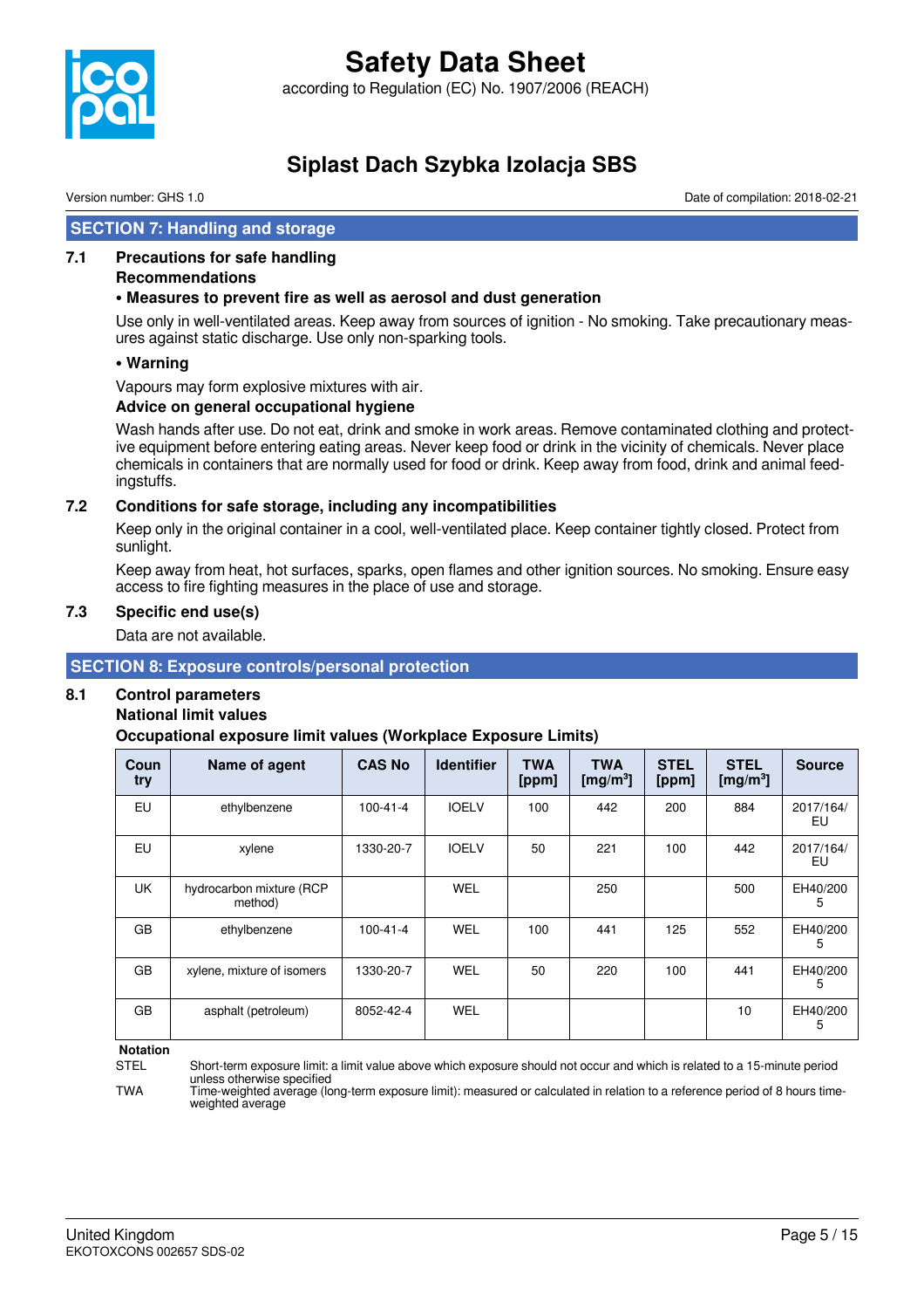## SECTION 7: Handling and storage

### 7.1 Precautions for safe handling

**Recommendations**

**• Measures to prevent fire as well as aerosol and dust generation**

Use only in well-ventilated areas. Keep away from sources of ignition - No smoking. Take precautionary measures against static discharge. Use only non-sparking tools.

**• Warning**

Vapours may form explosive mixtures with air.

**Advice on general occupational hygiene**

Wash hands after use. Do not eat, drink and smoke in work areas. Remove contaminated clothing and protective equipment before entering eating areas. Never keep food or drink in the vicinity of chemicals. Never place chemicals in containers that are normally used for food or drink. Keep away from food, drink and animal feedingstuffs.

### 7.2 Conditions for safe storage, including any incompatibilities

Keep only in the original container in a cool, well-ventilated place. Keep container tightly closed. Protect from sunlight.

Keep away from heat, hot surfaces, sparks, open flames and other ignition sources. No smoking. Ensure easy access to fire fighting measures in the place of use and storage.

### 7.3 Specific end use(s)

Data are not available.

## SECTION 8: Exposure controls/personal protection

### 8.1 Control parameters

**National limit values**

**Occupational exposure limit values (Workplace Exposure Limits)**

| Country | Name of agent | CAS No | Identifier | TWA [ppm] | TWA [mg/m³] | STEL [ppm] | STEL [mg/m³] | Source |
|---|---|---|---|---|---|---|---|---|
| EU | ethylbenzene | 100-41-4 | IOELV | 100 | 442 | 200 | 884 | 2017/164/EU |
| EU | xylene | 1330-20-7 | IOELV | 50 | 221 | 100 | 442 | 2017/164/EU |
| UK | hydrocarbon mixture (RCP method) | | WEL | | 250 | | 500 | EH40/2005 |
| GB | ethylbenzene | 100-41-4 | WEL | 100 | 441 | 125 | 552 | EH40/2005 |
| GB | xylene, mixture of isomers | 1330-20-7 | WEL | 50 | 220 | 100 | 441 | EH40/2005 |
| GB | asphalt (petroleum) | 8052-42-4 | WEL | | | | 10 | EH40/2005 |

**Notation**

STEL — Short-term exposure limit: a limit value above which exposure should not occur and which is related to a 15-minute period unless otherwise specified

TWA — Time-weighted average (long-term exposure limit): measured or calculated in relation to a reference period of 8 hours time-weighted average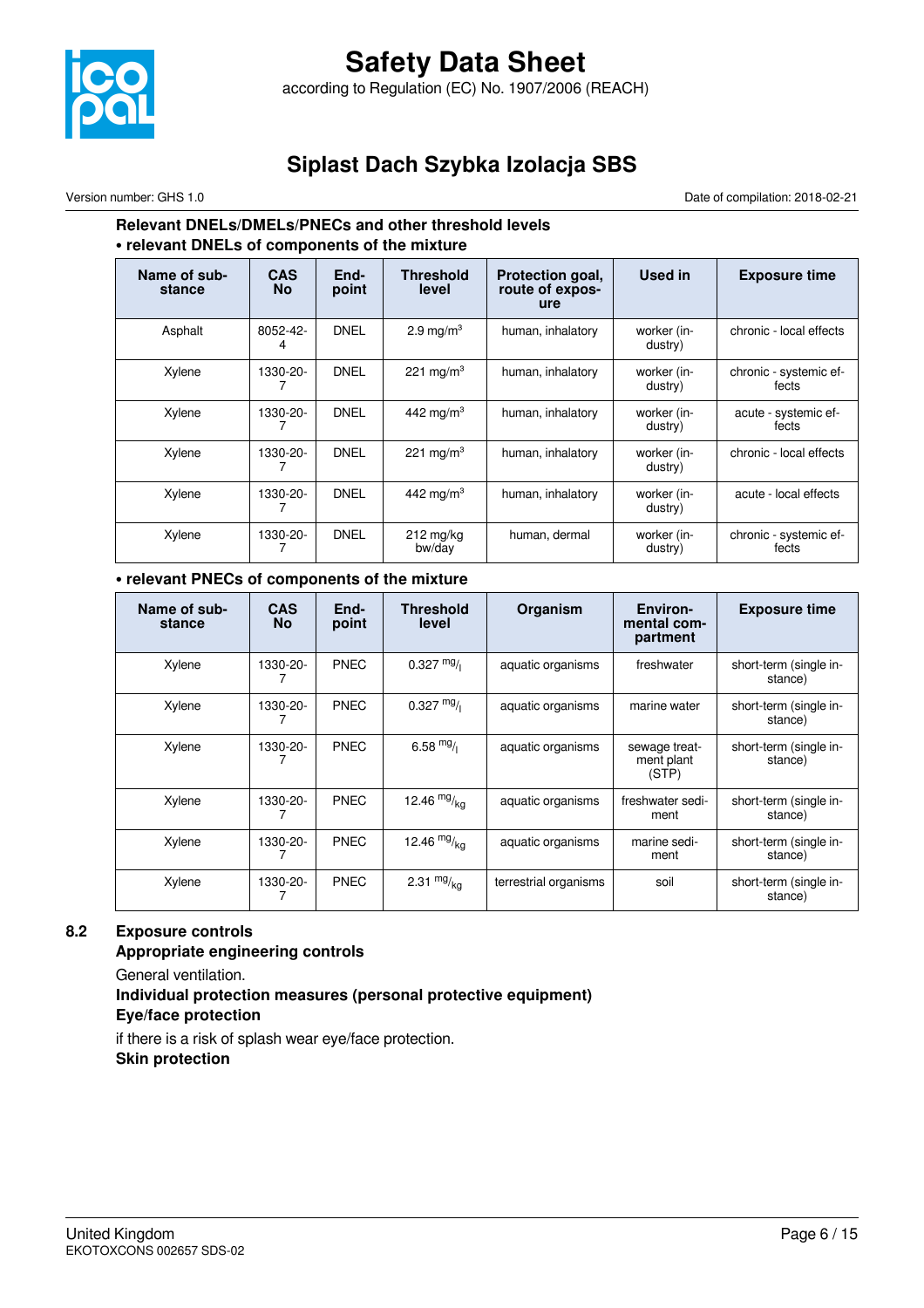### Relevant DNELs/DMELs/PNECs and other threshold levels

**• relevant DNELs of components of the mixture**

| Name of substance | CAS No | Endpoint | Threshold level | Protection goal, route of exposure | Used in | Exposure time |
|---|---|---|---|---|---|---|
| Asphalt | 8052-42-4 | DNEL | 2.9 mg/m³ | human, inhalatory | worker (industry) | chronic - local effects |
| Xylene | 1330-20-7 | DNEL | 221 mg/m³ | human, inhalatory | worker (industry) | chronic - systemic effects |
| Xylene | 1330-20-7 | DNEL | 442 mg/m³ | human, inhalatory | worker (industry) | acute - systemic effects |
| Xylene | 1330-20-7 | DNEL | 221 mg/m³ | human, inhalatory | worker (industry) | chronic - local effects |
| Xylene | 1330-20-7 | DNEL | 442 mg/m³ | human, inhalatory | worker (industry) | acute - local effects |
| Xylene | 1330-20-7 | DNEL | 212 mg/kg bw/day | human, dermal | worker (industry) | chronic - systemic effects |

**• relevant PNECs of components of the mixture**

| Name of substance | CAS No | Endpoint | Threshold level | Organism | Environmental compartment | Exposure time |
|---|---|---|---|---|---|---|
| Xylene | 1330-20-7 | PNEC | 0.327 mg/l | aquatic organisms | freshwater | short-term (single instance) |
| Xylene | 1330-20-7 | PNEC | 0.327 mg/l | aquatic organisms | marine water | short-term (single instance) |
| Xylene | 1330-20-7 | PNEC | 6.58 mg/l | aquatic organisms | sewage treatment plant (STP) | short-term (single instance) |
| Xylene | 1330-20-7 | PNEC | 12.46 mg/kg | aquatic organisms | freshwater sediment | short-term (single instance) |
| Xylene | 1330-20-7 | PNEC | 12.46 mg/kg | aquatic organisms | marine sediment | short-term (single instance) |
| Xylene | 1330-20-7 | PNEC | 2.31 mg/kg | terrestrial organisms | soil | short-term (single instance) |

## 8.2 Exposure controls

**Appropriate engineering controls**

General ventilation.

**Individual protection measures (personal protective equipment)**

**Eye/face protection**

if there is a risk of splash wear eye/face protection.

**Skin protection**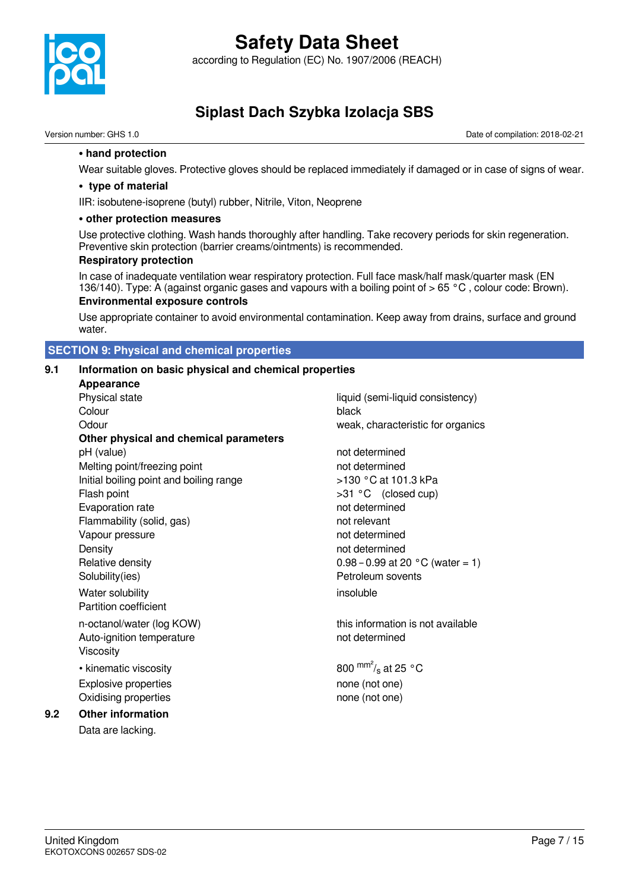- **hand protection**

Wear suitable gloves. Protective gloves should be replaced immediately if damaged or in case of signs of wear.

- **type of material**

IIR: isobutene-isoprene (butyl) rubber, Nitrile, Viton, Neoprene

- **other protection measures**

Use protective clothing. Wash hands thoroughly after handling. Take recovery periods for skin regeneration. Preventive skin protection (barrier creams/ointments) is recommended.

**Respiratory protection**

In case of inadequate ventilation wear respiratory protection. Full face mask/half mask/quarter mask (EN 136/140). Type: A (against organic gases and vapours with a boiling point of > 65 °C , colour code: Brown).

**Environmental exposure controls**

Use appropriate container to avoid environmental contamination. Keep away from drains, surface and ground water.

## SECTION 9: Physical and chemical properties

### 9.1 Information on basic physical and chemical properties

**Appearance**

| | |
|---|---|
| Physical state | liquid (semi-liquid consistency) |
| Colour | black |
| Odour | weak, characteristic for organics |

**Other physical and chemical parameters**

| | |
|---|---|
| pH (value) | not determined |
| Melting point/freezing point | not determined |
| Initial boiling point and boiling range | >130 °C at 101.3 kPa |
| Flash point | >31 °C (closed cup) |
| Evaporation rate | not determined |
| Flammability (solid, gas) | not relevant |
| Vapour pressure | not determined |
| Density | not determined |
| Relative density | 0.98 – 0.99 at 20 °C (water = 1) |
| Solubility(ies) | Petroleum sovents |
| Water solubility | insoluble |
| Partition coefficient | |
| n-octanol/water (log KOW) | this information is not available |
| Auto-ignition temperature | not determined |
| Viscosity | |
| • kinematic viscosity | 800 $^{mm^2}/_{s}$ at 25 °C |
| Explosive properties | none (not one) |
| Oxidising properties | none (not one) |

### 9.2 Other information

Data are lacking.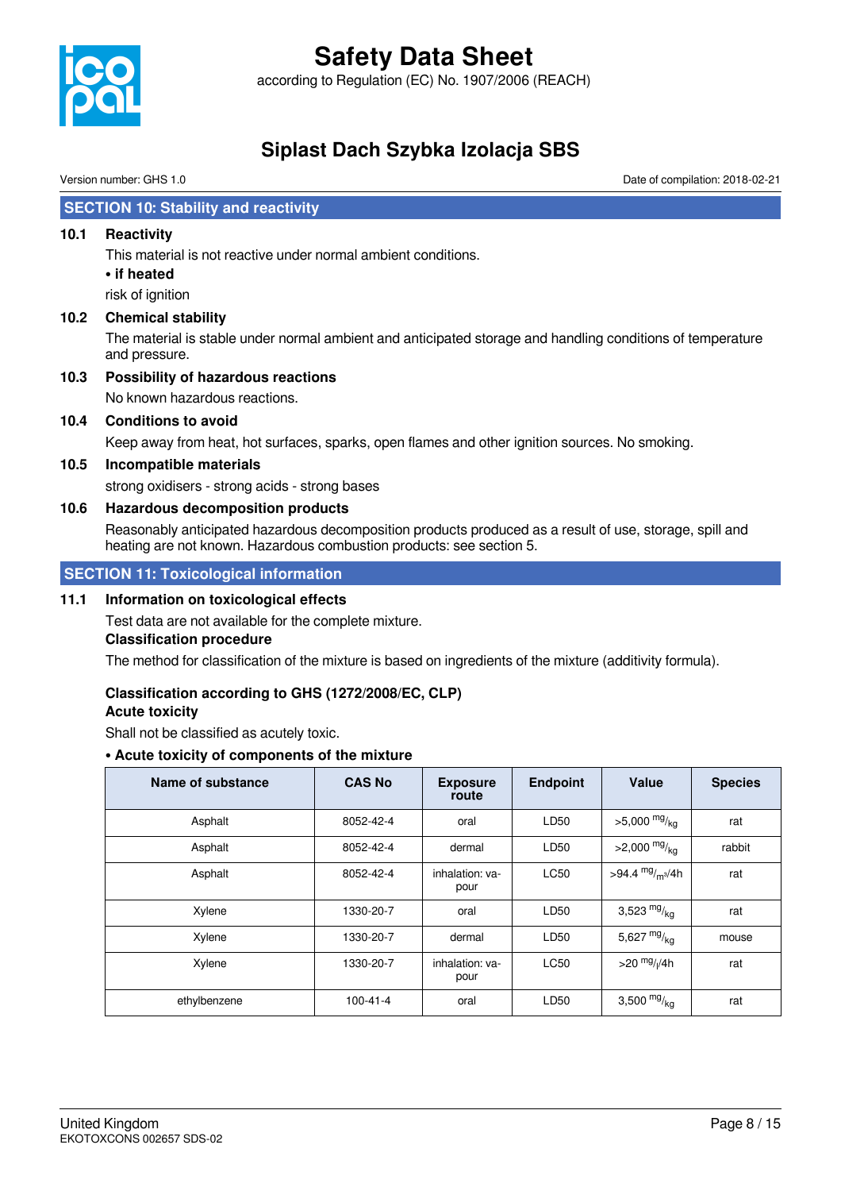## SECTION 10: Stability and reactivity

### 10.1 Reactivity

This material is not reactive under normal ambient conditions.

**• if heated**

risk of ignition

### 10.2 Chemical stability

The material is stable under normal ambient and anticipated storage and handling conditions of temperature and pressure.

### 10.3 Possibility of hazardous reactions

No known hazardous reactions.

### 10.4 Conditions to avoid

Keep away from heat, hot surfaces, sparks, open flames and other ignition sources. No smoking.

### 10.5 Incompatible materials

strong oxidisers - strong acids - strong bases

### 10.6 Hazardous decomposition products

Reasonably anticipated hazardous decomposition products produced as a result of use, storage, spill and heating are not known. Hazardous combustion products: see section 5.

## SECTION 11: Toxicological information

### 11.1 Information on toxicological effects

Test data are not available for the complete mixture.

**Classification procedure**

The method for classification of the mixture is based on ingredients of the mixture (additivity formula).

**Classification according to GHS (1272/2008/EC, CLP)**

**Acute toxicity**

Shall not be classified as acutely toxic.

**• Acute toxicity of components of the mixture**

| Name of substance | CAS No | Exposure route | Endpoint | Value | Species |
|---|---|---|---|---|---|
| Asphalt | 8052-42-4 | oral | LD50 | >5,000 $^{mg}/_{kg}$ | rat |
| Asphalt | 8052-42-4 | dermal | LD50 | >2,000 $^{mg}/_{kg}$ | rabbit |
| Asphalt | 8052-42-4 | inhalation: vapour | LC50 | >94.4 $^{mg}/_{m^3}$/4h | rat |
| Xylene | 1330-20-7 | oral | LD50 | 3,523 $^{mg}/_{kg}$ | rat |
| Xylene | 1330-20-7 | dermal | LD50 | 5,627 $^{mg}/_{kg}$ | mouse |
| Xylene | 1330-20-7 | inhalation: vapour | LC50 | >20 $^{mg}/_{l}$/4h | rat |
| ethylbenzene | 100-41-4 | oral | LD50 | 3,500 $^{mg}/_{kg}$ | rat |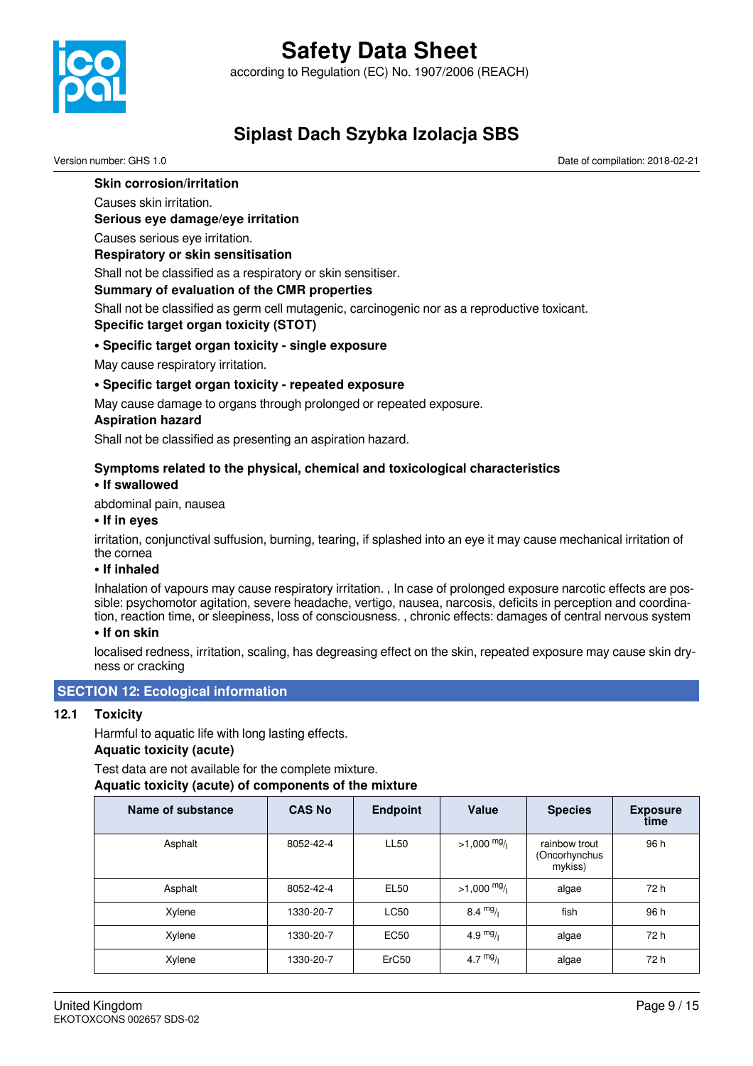**Skin corrosion/irritation**

Causes skin irritation.

**Serious eye damage/eye irritation**

Causes serious eye irritation.

**Respiratory or skin sensitisation**

Shall not be classified as a respiratory or skin sensitiser.

**Summary of evaluation of the CMR properties**

Shall not be classified as germ cell mutagenic, carcinogenic nor as a reproductive toxicant.

**Specific target organ toxicity (STOT)**

**• Specific target organ toxicity - single exposure**

May cause respiratory irritation.

**• Specific target organ toxicity - repeated exposure**

May cause damage to organs through prolonged or repeated exposure.

**Aspiration hazard**

Shall not be classified as presenting an aspiration hazard.

**Symptoms related to the physical, chemical and toxicological characteristics**

**• If swallowed**

abdominal pain, nausea

**• If in eyes**

irritation, conjunctival suffusion, burning, tearing, if splashed into an eye it may cause mechanical irritation of the cornea

**• If inhaled**

Inhalation of vapours may cause respiratory irritation. , In case of prolonged exposure narcotic effects are possible: psychomotor agitation, severe headache, vertigo, nausea, narcosis, deficits in perception and coordination, reaction time, or sleepiness, loss of consciousness. , chronic effects: damages of central nervous system

**• If on skin**

localised redness, irritation, scaling, has degreasing effect on the skin, repeated exposure may cause skin dryness or cracking

## SECTION 12: Ecological information

### 12.1 Toxicity

Harmful to aquatic life with long lasting effects.

**Aquatic toxicity (acute)**

Test data are not available for the complete mixture.

**Aquatic toxicity (acute) of components of the mixture**

| Name of substance | CAS No | Endpoint | Value | Species | Exposure time |
|---|---|---|---|---|---|
| Asphalt | 8052-42-4 | LL50 | >1,000 mg/l | rainbow trout (Oncorhynchus mykiss) | 96 h |
| Asphalt | 8052-42-4 | EL50 | >1,000 mg/l | algae | 72 h |
| Xylene | 1330-20-7 | LC50 | 8.4 mg/l | fish | 96 h |
| Xylene | 1330-20-7 | EC50 | 4.9 mg/l | algae | 72 h |
| Xylene | 1330-20-7 | ErC50 | 4.7 mg/l | algae | 72 h |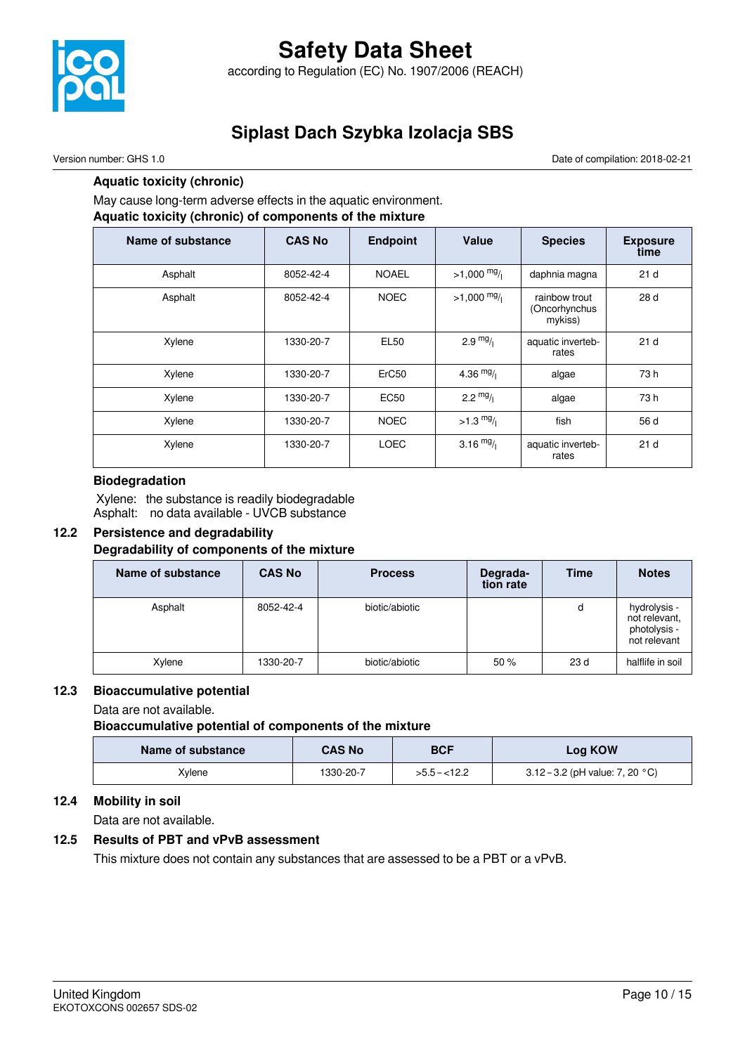**Aquatic toxicity (chronic)**

May cause long-term adverse effects in the aquatic environment.

**Aquatic toxicity (chronic) of components of the mixture**

| Name of substance | CAS No | Endpoint | Value | Species | Exposure time |
|---|---|---|---|---|---|
| Asphalt | 8052-42-4 | NOAEL | >1,000 $^{mg}/_{l}$ | daphnia magna | 21 d |
| Asphalt | 8052-42-4 | NOEC | >1,000 $^{mg}/_{l}$ | rainbow trout (Oncorhynchus mykiss) | 28 d |
| Xylene | 1330-20-7 | EL50 | 2.9 $^{mg}/_{l}$ | aquatic invertebrates | 21 d |
| Xylene | 1330-20-7 | ErC50 | 4.36 $^{mg}/_{l}$ | algae | 73 h |
| Xylene | 1330-20-7 | EC50 | 2.2 $^{mg}/_{l}$ | algae | 73 h |
| Xylene | 1330-20-7 | NOEC | >1.3 $^{mg}/_{l}$ | fish | 56 d |
| Xylene | 1330-20-7 | LOEC | 3.16 $^{mg}/_{l}$ | aquatic invertebrates | 21 d |

**Biodegradation**

Xylene: the substance is readily biodegradable
Asphalt: no data available - UVCB substance

## 12.2 Persistence and degradability

**Degradability of components of the mixture**

| Name of substance | CAS No | Process | Degradation rate | Time | Notes |
|---|---|---|---|---|---|
| Asphalt | 8052-42-4 | biotic/abiotic | | d | hydrolysis - not relevant, photolysis - not relevant |
| Xylene | 1330-20-7 | biotic/abiotic | 50 % | 23 d | halflife in soil |

## 12.3 Bioaccumulative potential

Data are not available.

**Bioaccumulative potential of components of the mixture**

| Name of substance | CAS No | BCF | Log KOW |
|---|---|---|---|
| Xylene | 1330-20-7 | >5.5 – <12.2 | 3.12 – 3.2 (pH value: 7, 20 °C) |

## 12.4 Mobility in soil

Data are not available.

## 12.5 Results of PBT and vPvB assessment

This mixture does not contain any substances that are assessed to be a PBT or a vPvB.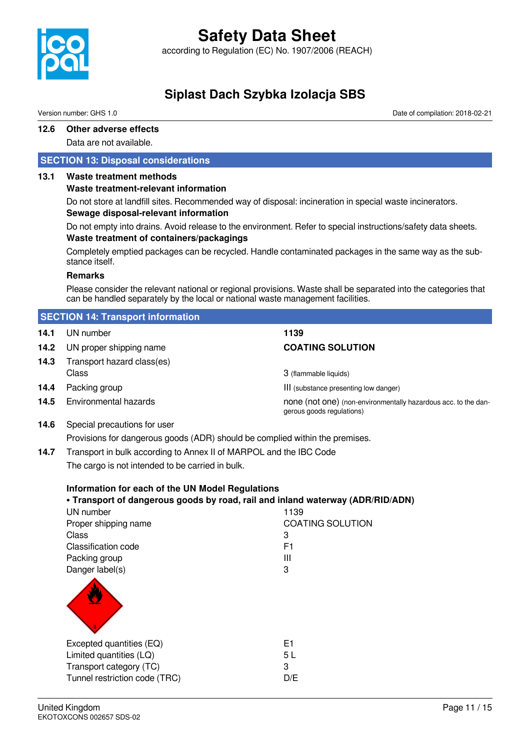### 12.6 Other adverse effects

Data are not available.

## SECTION 13: Disposal considerations

### 13.1 Waste treatment methods

**Waste treatment-relevant information**

Do not store at landfill sites. Recommended way of disposal: incineration in special waste incinerators.

**Sewage disposal-relevant information**

Do not empty into drains. Avoid release to the environment. Refer to special instructions/safety data sheets.

**Waste treatment of containers/packagings**

Completely emptied packages can be recycled. Handle contaminated packages in the same way as the substance itself.

**Remarks**

Please consider the relevant national or regional provisions. Waste shall be separated into the categories that can be handled separately by the local or national waste management facilities.

## SECTION 14: Transport information

| | | |
|---|---|---|
| **14.1** | UN number | **1139** |
| **14.2** | UN proper shipping name | **COATING SOLUTION** |
| **14.3** | Transport hazard class(es) | |
| | Class | 3 (flammable liquids) |
| **14.4** | Packing group | III (substance presenting low danger) |
| **14.5** | Environmental hazards | none (not one) (non-environmentally hazardous acc. to the dangerous goods regulations) |

**14.6** Special precautions for user

Provisions for dangerous goods (ADR) should be complied within the premises.

**14.7** Transport in bulk according to Annex II of MARPOL and the IBC Code

The cargo is not intended to be carried in bulk.

**Information for each of the UN Model Regulations**

**• Transport of dangerous goods by road, rail and inland waterway (ADR/RID/ADN)**

| | |
|---|---|
| UN number | 1139 |
| Proper shipping name | COATING SOLUTION |
| Class | 3 |
| Classification code | F1 |
| Packing group | III |
| Danger label(s) | 3 |

| | |
|---|---|
| Excepted quantities (EQ) | E1 |
| Limited quantities (LQ) | 5 L |
| Transport category (TC) | 3 |
| Tunnel restriction code (TRC) | D/E |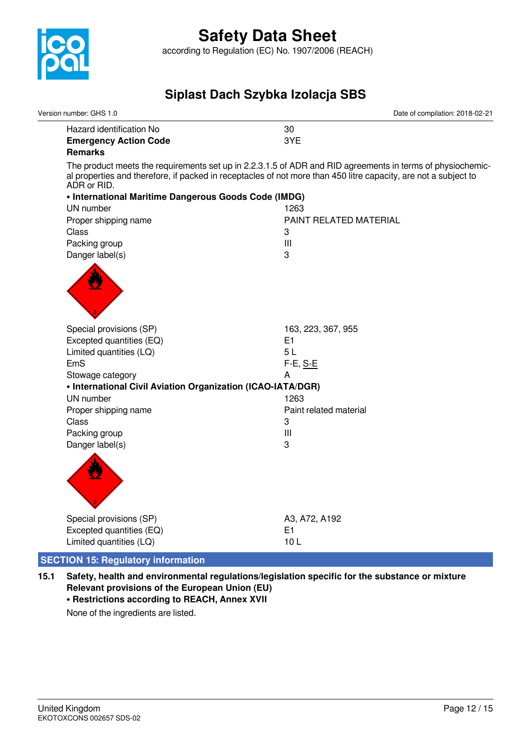| | |
|---|---|
| Hazard identification No | 30 |
| **Emergency Action Code** | 3YE |

**Remarks**

The product meets the requirements set up in 2.2.3.1.5 of ADR and RID agreements in terms of physiochemical properties and therefore, if packed in receptacles of not more than 450 litre capacity, are not a subject to ADR or RID.

**• International Maritime Dangerous Goods Code (IMDG)**

| | |
|---|---|
| UN number | 1263 |
| Proper shipping name | PAINT RELATED MATERIAL |
| Class | 3 |
| Packing group | III |
| Danger label(s) | 3 |
| Special provisions (SP) | 163, 223, 367, 955 |
| Excepted quantities (EQ) | E1 |
| Limited quantities (LQ) | 5 L |
| EmS | F-E, S-E |
| Stowage category | A |

**• International Civil Aviation Organization (ICAO-IATA/DGR)**

| | |
|---|---|
| UN number | 1263 |
| Proper shipping name | Paint related material |
| Class | 3 |
| Packing group | III |
| Danger label(s) | 3 |
| Special provisions (SP) | A3, A72, A192 |
| Excepted quantities (EQ) | E1 |
| Limited quantities (LQ) | 10 L |

## SECTION 15: Regulatory information

**15.1 Safety, health and environmental regulations/legislation specific for the substance or mixture**

**Relevant provisions of the European Union (EU)**

**• Restrictions according to REACH, Annex XVII**

None of the ingredients are listed.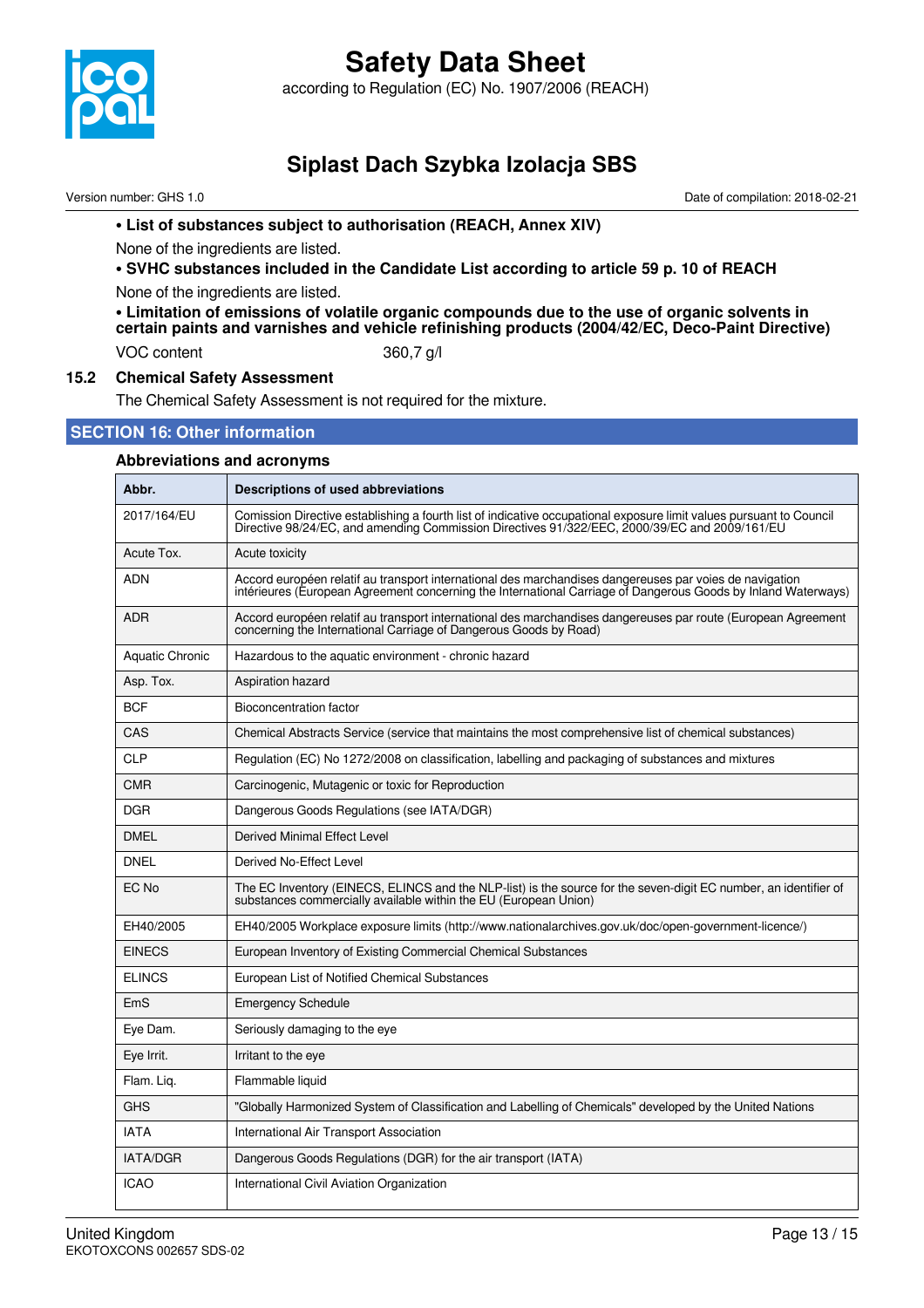- **List of substances subject to authorisation (REACH, Annex XIV)**

None of the ingredients are listed.

- **SVHC substances included in the Candidate List according to article 59 p. 10 of REACH**

None of the ingredients are listed.

- **Limitation of emissions of volatile organic compounds due to the use of organic solvents in certain paints and varnishes and vehicle refinishing products (2004/42/EC, Deco-Paint Directive)**

| | |
|---|---|
| VOC content | 360,7 g/l |

### 15.2 Chemical Safety Assessment

The Chemical Safety Assessment is not required for the mixture.

## SECTION 16: Other information

### Abbreviations and acronyms

| Abbr. | Descriptions of used abbreviations |
|---|---|
| 2017/164/EU | Comission Directive establishing a fourth list of indicative occupational exposure limit values pursuant to Council Directive 98/24/EC, and amending Commission Directives 91/322/EEC, 2000/39/EC and 2009/161/EU |
| Acute Tox. | Acute toxicity |
| ADN | Accord européen relatif au transport international des marchandises dangereuses par voies de navigation intérieures (European Agreement concerning the International Carriage of Dangerous Goods by Inland Waterways) |
| ADR | Accord européen relatif au transport international des marchandises dangereuses par route (European Agreement concerning the International Carriage of Dangerous Goods by Road) |
| Aquatic Chronic | Hazardous to the aquatic environment - chronic hazard |
| Asp. Tox. | Aspiration hazard |
| BCF | Bioconcentration factor |
| CAS | Chemical Abstracts Service (service that maintains the most comprehensive list of chemical substances) |
| CLP | Regulation (EC) No 1272/2008 on classification, labelling and packaging of substances and mixtures |
| CMR | Carcinogenic, Mutagenic or toxic for Reproduction |
| DGR | Dangerous Goods Regulations (see IATA/DGR) |
| DMEL | Derived Minimal Effect Level |
| DNEL | Derived No-Effect Level |
| EC No | The EC Inventory (EINECS, ELINCS and the NLP-list) is the source for the seven-digit EC number, an identifier of substances commercially available within the EU (European Union) |
| EH40/2005 | EH40/2005 Workplace exposure limits (http://www.nationalarchives.gov.uk/doc/open-government-licence/) |
| EINECS | European Inventory of Existing Commercial Chemical Substances |
| ELINCS | European List of Notified Chemical Substances |
| EmS | Emergency Schedule |
| Eye Dam. | Seriously damaging to the eye |
| Eye Irrit. | Irritant to the eye |
| Flam. Liq. | Flammable liquid |
| GHS | "Globally Harmonized System of Classification and Labelling of Chemicals" developed by the United Nations |
| IATA | International Air Transport Association |
| IATA/DGR | Dangerous Goods Regulations (DGR) for the air transport (IATA) |
| ICAO | International Civil Aviation Organization |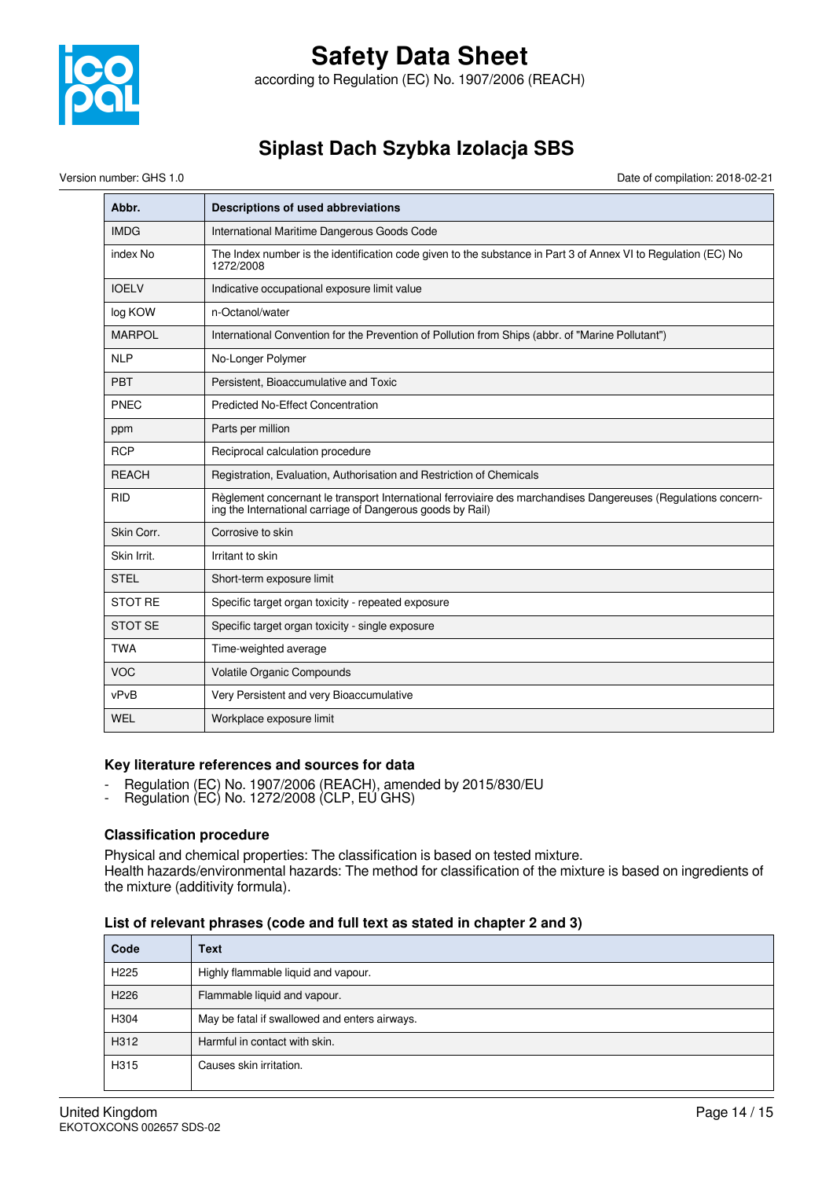| Abbr. | Descriptions of used abbreviations |
|---|---|
| IMDG | International Maritime Dangerous Goods Code |
| index No | The Index number is the identification code given to the substance in Part 3 of Annex VI to Regulation (EC) No 1272/2008 |
| IOELV | Indicative occupational exposure limit value |
| log KOW | n-Octanol/water |
| MARPOL | International Convention for the Prevention of Pollution from Ships (abbr. of "Marine Pollutant") |
| NLP | No-Longer Polymer |
| PBT | Persistent, Bioaccumulative and Toxic |
| PNEC | Predicted No-Effect Concentration |
| ppm | Parts per million |
| RCP | Reciprocal calculation procedure |
| REACH | Registration, Evaluation, Authorisation and Restriction of Chemicals |
| RID | Règlement concernant le transport International ferroviaire des marchandises Dangereuses (Regulations concerning the International carriage of Dangerous goods by Rail) |
| Skin Corr. | Corrosive to skin |
| Skin Irrit. | Irritant to skin |
| STEL | Short-term exposure limit |
| STOT RE | Specific target organ toxicity - repeated exposure |
| STOT SE | Specific target organ toxicity - single exposure |
| TWA | Time-weighted average |
| VOC | Volatile Organic Compounds |
| vPvB | Very Persistent and very Bioaccumulative |
| WEL | Workplace exposure limit |

### Key literature references and sources for data

- Regulation (EC) No. 1907/2006 (REACH), amended by 2015/830/EU
- Regulation (EC) No. 1272/2008 (CLP, EU GHS)

### Classification procedure

Physical and chemical properties: The classification is based on tested mixture.
Health hazards/environmental hazards: The method for classification of the mixture is based on ingredients of the mixture (additivity formula).

### List of relevant phrases (code and full text as stated in chapter 2 and 3)

| Code | Text |
|---|---|
| H225 | Highly flammable liquid and vapour. |
| H226 | Flammable liquid and vapour. |
| H304 | May be fatal if swallowed and enters airways. |
| H312 | Harmful in contact with skin. |
| H315 | Causes skin irritation. |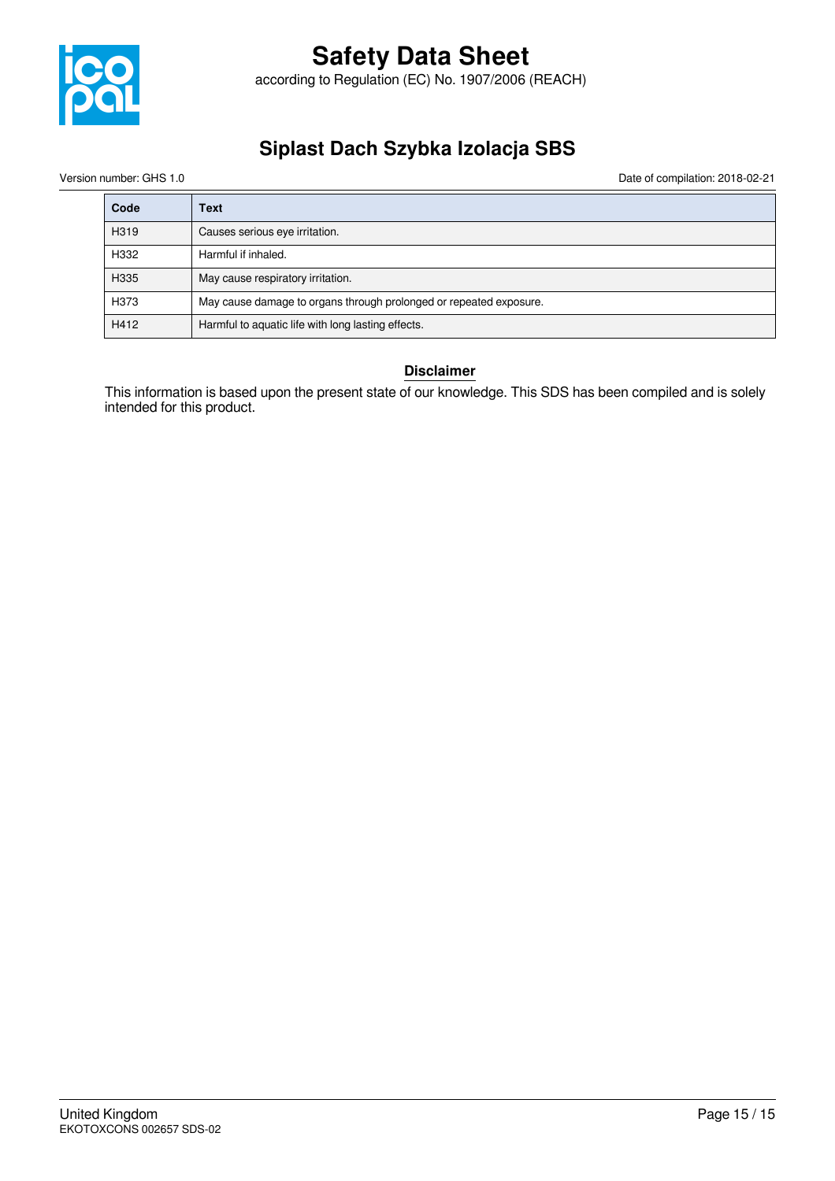| Code | Text |
|---|---|
| H319 | Causes serious eye irritation. |
| H332 | Harmful if inhaled. |
| H335 | May cause respiratory irritation. |
| H373 | May cause damage to organs through prolonged or repeated exposure. |
| H412 | Harmful to aquatic life with long lasting effects. |

## Disclaimer

This information is based upon the present state of our knowledge. This SDS has been compiled and is solely intended for this product.